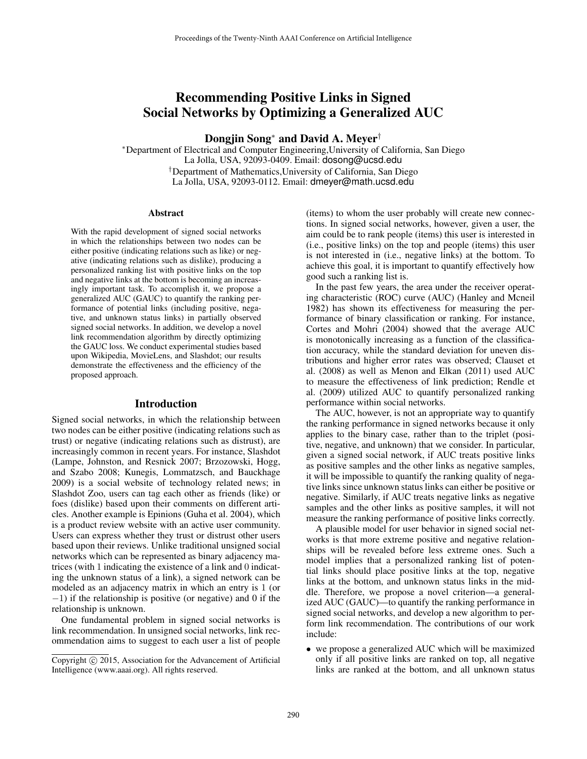# Recommending Positive Links in Signed Social Networks by Optimizing a Generalized AUC

**Dongjin Song**[*] **and David A. Meyer**[†]

[*]Department of Electrical and Computer Engineering,University of California, San Diego
La Jolla, USA, 92093-0409. Email: dosong@ucsd.edu

[†]Department of Mathematics,University of California, San Diego
La Jolla, USA, 92093-0112. Email: dmeyer@math.ucsd.edu

### Abstract

With the rapid development of signed social networks in which the relationships between two nodes can be either positive (indicating relations such as like) or negative (indicating relations such as dislike), producing a personalized ranking list with positive links on the top and negative links at the bottom is becoming an increasingly important task. To accomplish it, we propose a generalized AUC (GAUC) to quantify the ranking performance of potential links (including positive, negative, and unknown status links) in partially observed signed social networks. In addition, we develop a novel link recommendation algorithm by directly optimizing the GAUC loss. We conduct experimental studies based upon Wikipedia, MovieLens, and Slashdot; our results demonstrate the effectiveness and the efficiency of the proposed approach.

## Introduction

Signed social networks, in which the relationship between two nodes can be either positive (indicating relations such as trust) or negative (indicating relations such as distrust), are increasingly common in recent years. For instance, Slashdot (Lampe, Johnston, and Resnick 2007; Brzozowski, Hogg, and Szabo 2008; Kunegis, Lommatzsch, and Bauckhage 2009) is a social website of technology related news; in Slashdot Zoo, users can tag each other as friends (like) or foes (dislike) based upon their comments on different articles. Another example is Epinions (Guha et al. 2004), which is a product review website with an active user community. Users can express whether they trust or distrust other users based upon their reviews. Unlike traditional unsigned social networks which can be represented as binary adjacency matrices (with 1 indicating the existence of a link and 0 indicating the unknown status of a link), a signed network can be modeled as an adjacency matrix in which an entry is 1 (or $-1$) if the relationship is positive (or negative) and 0 if the relationship is unknown.

One fundamental problem in signed social networks is link recommendation. In unsigned social networks, link recommendation aims to suggest to each user a list of people (items) to whom the user probably will create new connections. In signed social networks, however, given a user, the aim could be to rank people (items) this user is interested in (i.e., positive links) on the top and people (items) this user is not interested in (i.e., negative links) at the bottom. To achieve this goal, it is important to quantify effectively how good such a ranking list is.

In the past few years, the area under the receiver operating characteristic (ROC) curve (AUC) (Hanley and Mcneil 1982) has shown its effectiveness for measuring the performance of binary classification or ranking. For instance, Cortes and Mohri (2004) showed that the average AUC is monotonically increasing as a function of the classification accuracy, while the standard deviation for uneven distributions and higher error rates was observed; Clauset et al. (2008) as well as Menon and Elkan (2011) used AUC to measure the effectiveness of link prediction; Rendle et al. (2009) utilized AUC to quantify personalized ranking performance within social networks.

The AUC, however, is not an appropriate way to quantify the ranking performance in signed networks because it only applies to the binary case, rather than to the triplet (positive, negative, and unknown) that we consider. In particular, given a signed social network, if AUC treats positive links as positive samples and the other links as negative samples, it will be impossible to quantify the ranking quality of negative links since unknown status links can either be positive or negative. Similarly, if AUC treats negative links as negative samples and the other links as positive samples, it will not measure the ranking performance of positive links correctly.

A plausible model for user behavior in signed social networks is that more extreme positive and negative relationships will be revealed before less extreme ones. Such a model implies that a personalized ranking list of potential links should place positive links at the top, negative links at the bottom, and unknown status links in the middle. Therefore, we propose a novel criterion—a generalized AUC (GAUC)—to quantify the ranking performance in signed social networks, and develop a new algorithm to perform link recommendation. The contributions of our work include:

- we propose a generalized AUC which will be maximized only if all positive links are ranked on top, all negative links are ranked at the bottom, and all unknown status

Copyright © 2015, Association for the Advancement of Artificial Intelligence (www.aaai.org). All rights reserved.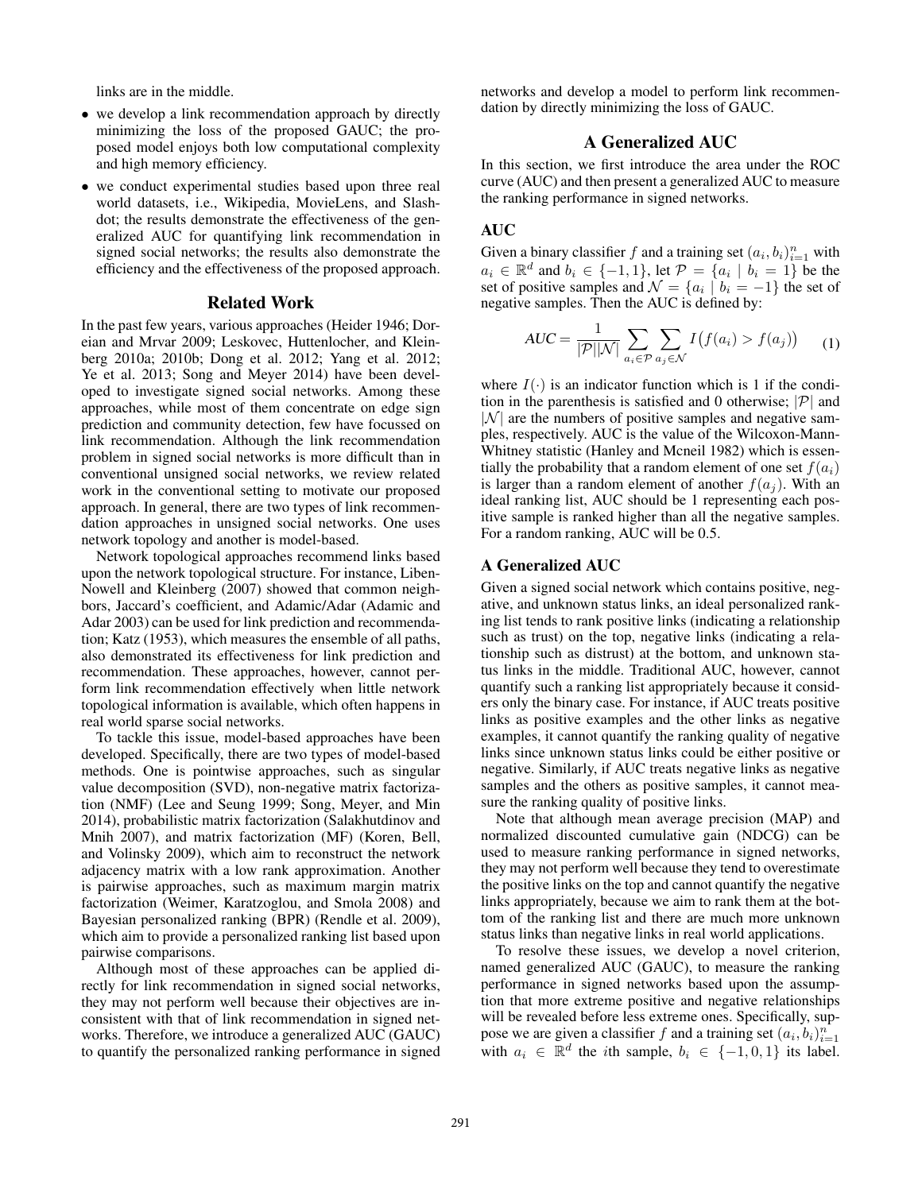links are in the middle.

- we develop a link recommendation approach by directly minimizing the loss of the proposed GAUC; the proposed model enjoys both low computational complexity and high memory efficiency.
- we conduct experimental studies based upon three real world datasets, i.e., Wikipedia, MovieLens, and Slashdot; the results demonstrate the effectiveness of the generalized AUC for quantifying link recommendation in signed social networks; the results also demonstrate the efficiency and the effectiveness of the proposed approach.

## Related Work

In the past few years, various approaches (Heider 1946; Doreian and Mrvar 2009; Leskovec, Huttenlocher, and Kleinberg 2010a; 2010b; Dong et al. 2012; Yang et al. 2012; Ye et al. 2013; Song and Meyer 2014) have been developed to investigate signed social networks. Among these approaches, while most of them concentrate on edge sign prediction and community detection, few have focussed on link recommendation. Although the link recommendation problem in signed social networks is more difficult than in conventional unsigned social networks, we review related work in the conventional setting to motivate our proposed approach. In general, there are two types of link recommendation approaches in unsigned social networks. One uses network topology and another is model-based.

Network topological approaches recommend links based upon the network topological structure. For instance, Liben-Nowell and Kleinberg (2007) showed that common neighbors, Jaccard's coefficient, and Adamic/Adar (Adamic and Adar 2003) can be used for link prediction and recommendation; Katz (1953), which measures the ensemble of all paths, also demonstrated its effectiveness for link prediction and recommendation. These approaches, however, cannot perform link recommendation effectively when little network topological information is available, which often happens in real world sparse social networks.

To tackle this issue, model-based approaches have been developed. Specifically, there are two types of model-based methods. One is pointwise approaches, such as singular value decomposition (SVD), non-negative matrix factorization (NMF) (Lee and Seung 1999; Song, Meyer, and Min 2014), probabilistic matrix factorization (Salakhutdinov and Mnih 2007), and matrix factorization (MF) (Koren, Bell, and Volinsky 2009), which aim to reconstruct the network adjacency matrix with a low rank approximation. Another is pairwise approaches, such as maximum margin matrix factorization (Weimer, Karatzoglou, and Smola 2008) and Bayesian personalized ranking (BPR) (Rendle et al. 2009), which aim to provide a personalized ranking list based upon pairwise comparisons.

Although most of these approaches can be applied directly for link recommendation in signed social networks, they may not perform well because their objectives are inconsistent with that of link recommendation in signed networks. Therefore, we introduce a generalized AUC (GAUC) to quantify the personalized ranking performance in signed networks and develop a model to perform link recommendation by directly minimizing the loss of GAUC.

## A Generalized AUC

In this section, we first introduce the area under the ROC curve (AUC) and then present a generalized AUC to measure the ranking performance in signed networks.

### AUC

Given a binary classifier $f$ and a training set $(a_i, b_i)_{i=1}^n$ with $a_i \in \mathbb{R}^d$ and $b_i \in \{-1, 1\}$, let $\mathcal{P} = \{a_i \mid b_i = 1\}$ be the set of positive samples and $\mathcal{N} = \{a_i \mid b_i = -1\}$ the set of negative samples. Then the AUC is defined by:

$$AUC = \frac{1}{|\mathcal{P}||\mathcal{N}|} \sum_{a_i \in \mathcal{P}} \sum_{a_j \in \mathcal{N}} I\big(f(a_i) > f(a_j)\big) \quad (1)$$

where $I(\cdot)$ is an indicator function which is 1 if the condition in the parenthesis is satisfied and 0 otherwise; $|\mathcal{P}|$ and $|\mathcal{N}|$ are the numbers of positive samples and negative samples, respectively. AUC is the value of the Wilcoxon-Mann-Whitney statistic (Hanley and Mcneil 1982) which is essentially the probability that a random element of one set $f(a_i)$ is larger than a random element of another $f(a_j)$. With an ideal ranking list, AUC should be 1 representing each positive sample is ranked higher than all the negative samples. For a random ranking, AUC will be 0.5.

### A Generalized AUC

Given a signed social network which contains positive, negative, and unknown status links, an ideal personalized ranking list tends to rank positive links (indicating a relationship such as trust) on the top, negative links (indicating a relationship such as distrust) at the bottom, and unknown status links in the middle. Traditional AUC, however, cannot quantify such a ranking list appropriately because it considers only the binary case. For instance, if AUC treats positive links as positive examples and the other links as negative examples, it cannot quantify the ranking quality of negative links since unknown status links could be either positive or negative. Similarly, if AUC treats negative links as negative samples and the others as positive samples, it cannot measure the ranking quality of positive links.

Note that although mean average precision (MAP) and normalized discounted cumulative gain (NDCG) can be used to measure ranking performance in signed networks, they may not perform well because they tend to overestimate the positive links on the top and cannot quantify the negative links appropriately, because we aim to rank them at the bottom of the ranking list and there are much more unknown status links than negative links in real world applications.

To resolve these issues, we develop a novel criterion, named generalized AUC (GAUC), to measure the ranking performance in signed networks based upon the assumption that more extreme positive and negative relationships will be revealed before less extreme ones. Specifically, suppose we are given a classifier $f$ and a training set $(a_i, b_i)_{i=1}^n$ with $a_i \in \mathbb{R}^d$ the $i$th sample, $b_i \in \{-1, 0, 1\}$ its label.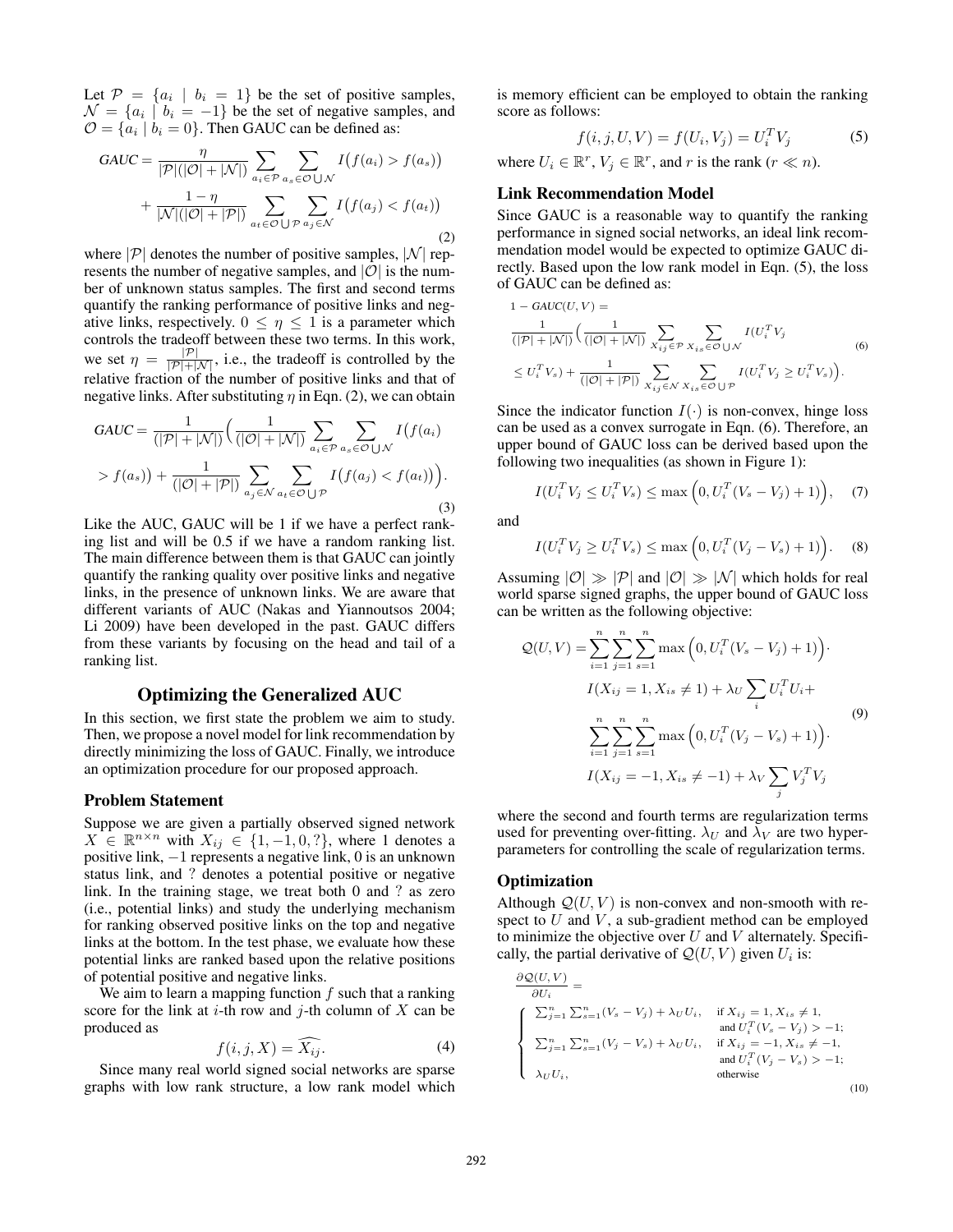Let $\mathcal{P} = \{a_i \mid b_i = 1\}$ be the set of positive samples, $\mathcal{N} = \{a_i \mid b_i = -1\}$ be the set of negative samples, and $\mathcal{O} = \{a_i \mid b_i = 0\}$. Then GAUC can be defined as:

$$
\begin{aligned}
\textit{GAUC} = & \frac{\eta}{|\mathcal{P}|(|\mathcal{O}|+|\mathcal{N}|)} \sum_{a_i \in \mathcal{P}} \sum_{a_s \in \mathcal{O} \bigcup \mathcal{N}} I\big(f(a_i) > f(a_s)\big) \\
& + \frac{1-\eta}{|\mathcal{N}|(|\mathcal{O}|+|\mathcal{P}|)} \sum_{a_t \in \mathcal{O} \bigcup \mathcal{P}} \sum_{a_j \in \mathcal{N}} I\big(f(a_j) < f(a_t)\big)
\end{aligned}
\tag{2}
$$

where $|\mathcal{P}|$ denotes the number of positive samples, $|\mathcal{N}|$ represents the number of negative samples, and $|\mathcal{O}|$ is the number of unknown status samples. The first and second terms quantify the ranking performance of positive links and negative links, respectively. $0 \leq \eta \leq 1$ is a parameter which controls the tradeoff between these two terms. In this work, we set $\eta = \frac{|\mathcal{P}|}{|\mathcal{P}|+|\mathcal{N}|}$, i.e., the tradeoff is controlled by the relative fraction of the number of positive links and that of negative links. After substituting $\eta$ in Eqn. (2), we can obtain

$$
\begin{aligned}
\textit{GAUC} = & \frac{1}{(|\mathcal{P}|+|\mathcal{N}|)}\Big(\frac{1}{(|\mathcal{O}|+|\mathcal{N}|)} \sum_{a_i \in \mathcal{P}} \sum_{a_s \in \mathcal{O} \bigcup \mathcal{N}} I\big(f(a_i) \\
& > f(a_s)\big) + \frac{1}{(|\mathcal{O}|+|\mathcal{P}|)} \sum_{a_j \in \mathcal{N}} \sum_{a_t \in \mathcal{O} \bigcup \mathcal{P}} I\big(f(a_j) < f(a_t)\big)\Big).
\end{aligned}
\tag{3}
$$

Like the AUC, GAUC will be 1 if we have a perfect ranking list and will be 0.5 if we have a random ranking list. The main difference between them is that GAUC can jointly quantify the ranking quality over positive links and negative links, in the presence of unknown links. We are aware that different variants of AUC (Nakas and Yiannoutsos 2004; Li 2009) have been developed in the past. GAUC differs from these variants by focusing on the head and tail of a ranking list.

## Optimizing the Generalized AUC

In this section, we first state the problem we aim to study. Then, we propose a novel model for link recommendation by directly minimizing the loss of GAUC. Finally, we introduce an optimization procedure for our proposed approach.

### Problem Statement

Suppose we are given a partially observed signed network $X \in \mathbb{R}^{n \times n}$ with $X_{ij} \in \{1, -1, 0, ?\}$, where 1 denotes a positive link, $-1$ represents a negative link, 0 is an unknown status link, and ? denotes a potential positive or negative link. In the training stage, we treat both 0 and ? as zero (i.e., potential links) and study the underlying mechanism for ranking observed positive links on the top and negative links at the bottom. In the test phase, we evaluate how these potential links are ranked based upon the relative positions of potential positive and negative links.

We aim to learn a mapping function $f$ such that a ranking score for the link at $i$-th row and $j$-th column of $X$ can be produced as

$$
f(i, j, X) = \widehat{X_{ij}}. \tag{4}
$$

Since many real world signed social networks are sparse graphs with low rank structure, a low rank model which is memory efficient can be employed to obtain the ranking score as follows:

$$
f(i, j, U, V) = f(U_i, V_j) = U_i^T V_j \tag{5}
$$

where $U_i \in \mathbb{R}^r$, $V_j \in \mathbb{R}^r$, and $r$ is the rank ($r \ll n$).

### Link Recommendation Model

Since GAUC is a reasonable way to quantify the ranking performance in signed social networks, an ideal link recommendation model would be expected to optimize GAUC directly. Based upon the low rank model in Eqn. (5), the loss of GAUC can be defined as:

$$
\begin{aligned}
& 1 - \textit{GAUC}(U, V) = \\
& \frac{1}{(|\mathcal{P}|+|\mathcal{N}|)}\Big(\frac{1}{(|\mathcal{O}|+|\mathcal{N}|)} \sum_{X_{ij} \in \mathcal{P}} \sum_{X_{is} \in \mathcal{O} \bigcup \mathcal{N}} I(U_i^T V_j \\
& \leq U_i^T V_s) + \frac{1}{(|\mathcal{O}|+|\mathcal{P}|)} \sum_{X_{ij} \in \mathcal{N}} \sum_{X_{is} \in \mathcal{O} \bigcup \mathcal{P}} I(U_i^T V_j \geq U_i^T V_s)\Big).
\end{aligned}
\tag{6}
$$

Since the indicator function $I(\cdot)$ is non-convex, hinge loss can be used as a convex surrogate in Eqn. (6). Therefore, an upper bound of GAUC loss can be derived based upon the following two inequalities (as shown in Figure 1):

$$
I(U_i^T V_j \leq U_i^T V_s) \leq \max\Big(0, U_i^T(V_s - V_j) + 1\Big), \tag{7}
$$

and

$$
I(U_i^T V_j \geq U_i^T V_s) \leq \max\Big(0, U_i^T(V_j - V_s) + 1\Big). \tag{8}
$$

Assuming $|\mathcal{O}| \gg |\mathcal{P}|$ and $|\mathcal{O}| \gg |\mathcal{N}|$ which holds for real world sparse signed graphs, the upper bound of GAUC loss can be written as the following objective:

$$
\begin{aligned}
\mathcal{Q}(U, V) = & \sum_{i=1}^{n}\sum_{j=1}^{n}\sum_{s=1}^{n} \max\Big(0, U_i^T(V_s - V_j) + 1\Big) \cdot \\
& I(X_{ij} = 1, X_{is} \neq 1) + \lambda_U \sum_i U_i^T U_i + \\
& \sum_{i=1}^{n}\sum_{j=1}^{n}\sum_{s=1}^{n} \max\Big(0, U_i^T(V_j - V_s) + 1\Big) \cdot \\
& I(X_{ij} = -1, X_{is} \neq -1) + \lambda_V \sum_j V_j^T V_j
\end{aligned}
\tag{9}
$$

where the second and fourth terms are regularization terms used for preventing over-fitting. $\lambda_U$ and $\lambda_V$ are two hyperparameters for controlling the scale of regularization terms.

### Optimization

Although $\mathcal{Q}(U, V)$ is non-convex and non-smooth with respect to $U$ and $V$, a sub-gradient method can be employed to minimize the objective over $U$ and $V$ alternately. Specifically, the partial derivative of $\mathcal{Q}(U, V)$ given $U_i$ is:

$$
\frac{\partial \mathcal{Q}(U, V)}{\partial U_i} =
\begin{cases}
\sum_{j=1}^{n}\sum_{s=1}^{n}(V_s - V_j) + \lambda_U U_i, & \text{if } X_{ij} = 1, X_{is} \neq 1, \\
& \text{and } U_i^T(V_s - V_j) > -1; \\
\sum_{j=1}^{n}\sum_{s=1}^{n}(V_j - V_s) + \lambda_U U_i, & \text{if } X_{ij} = -1, X_{is} \neq -1, \\
& \text{and } U_i^T(V_j - V_s) > -1; \\
\lambda_U U_i, & \text{otherwise}
\end{cases}
\tag{10}
$$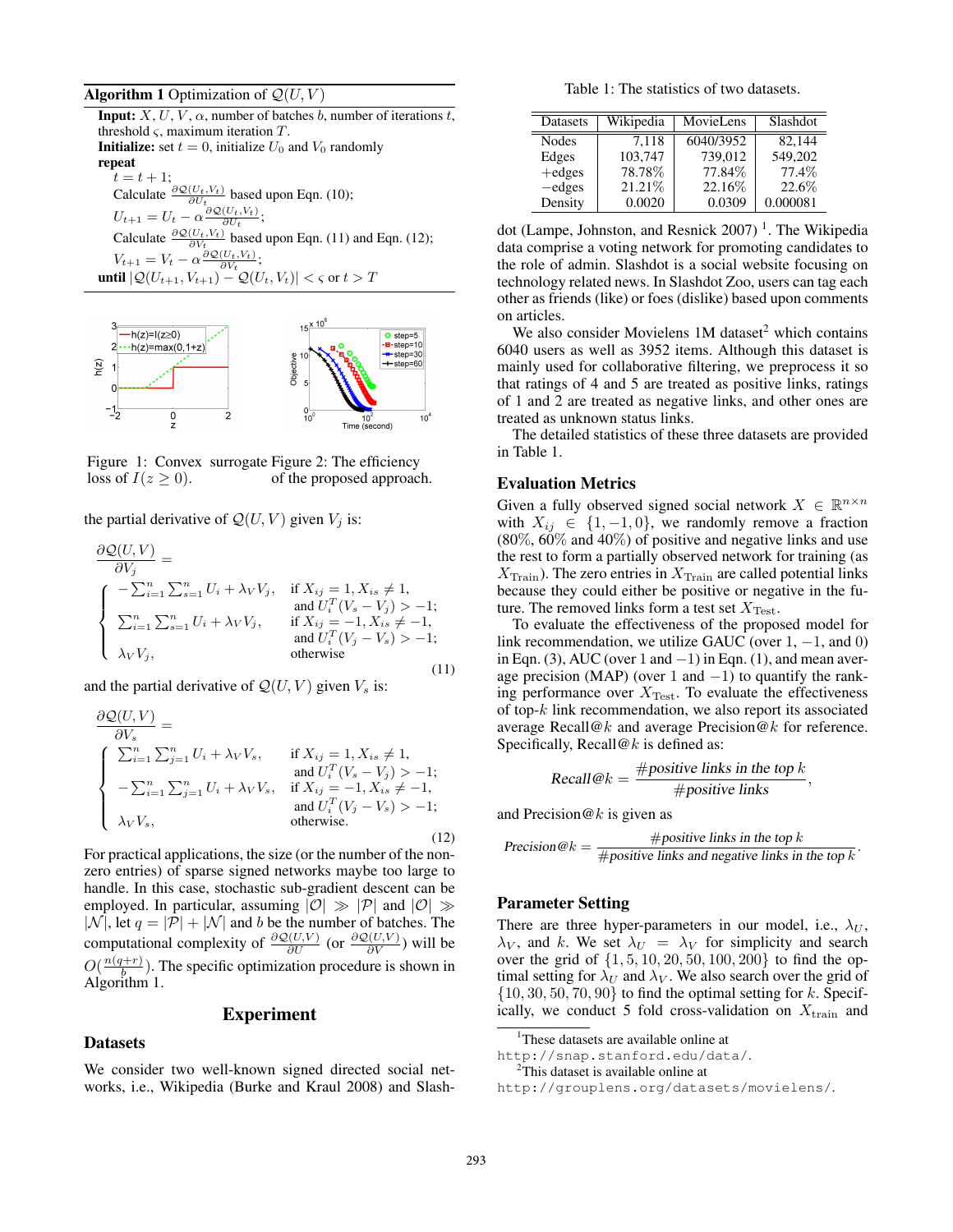**Algorithm 1** Optimization of $\mathcal{Q}(U, V)$

**Input:** $X$, $U$, $V$, $\alpha$, number of batches $b$, number of iterations $t$, threshold $\varsigma$, maximum iteration $T$.
**Initialize:** set $t = 0$, initialize $U_0$ and $V_0$ randomly
**repeat**
  $t = t + 1$;
  Calculate $\frac{\partial \mathcal{Q}(U_t, V_t)}{\partial U_t}$ based upon Eqn. (10);
  $U_{t+1} = U_t - \alpha \frac{\partial \mathcal{Q}(U_t, V_t)}{\partial U_t}$;
  Calculate $\frac{\partial \mathcal{Q}(U_t, V_t)}{\partial V_t}$ based upon Eqn. (11) and Eqn. (12);
  $V_{t+1} = V_t - \alpha \frac{\partial \mathcal{Q}(U_t, V_t)}{\partial V_t}$;
**until** $|\mathcal{Q}(U_{t+1}, V_{t+1}) - \mathcal{Q}(U_t, V_t)| < \varsigma$ or $t > T$

Figure 1: Convex surrogate loss of $I(z \geq 0)$.

Figure 2: The efficiency of the proposed approach.

the partial derivative of $\mathcal{Q}(U, V)$ given $V_j$ is:

$$
\frac{\partial \mathcal{Q}(U,V)}{\partial V_j} =
\begin{cases}
-\sum_{i=1}^{n}\sum_{s=1}^{n} U_i + \lambda_V V_j, & \text{if } X_{ij} = 1, X_{is} \neq 1, \\
& \text{and } U_i^T(V_s - V_j) > -1; \\
\sum_{i=1}^{n}\sum_{s=1}^{n} U_i + \lambda_V V_j, & \text{if } X_{ij} = -1, X_{is} \neq -1, \\
& \text{and } U_i^T(V_j - V_s) > -1; \\
\lambda_V V_j, & \text{otherwise}
\end{cases}
\tag{11}
$$

and the partial derivative of $\mathcal{Q}(U, V)$ given $V_s$ is:

$$
\frac{\partial \mathcal{Q}(U,V)}{\partial V_s} =
\begin{cases}
\sum_{i=1}^{n}\sum_{j=1}^{n} U_i + \lambda_V V_s, & \text{if } X_{ij} = 1, X_{is} \neq 1, \\
& \text{and } U_i^T(V_s - V_j) > -1; \\
-\sum_{i=1}^{n}\sum_{j=1}^{n} U_i + \lambda_V V_s, & \text{if } X_{ij} = -1, X_{is} \neq -1, \\
& \text{and } U_i^T(V_j - V_s) > -1; \\
\lambda_V V_s, & \text{otherwise.}
\end{cases}
\tag{12}
$$

For practical applications, the size (or the number of the non-zero entries) of sparse signed networks maybe too large to handle. In this case, stochastic sub-gradient descent can be employed. In particular, assuming $|\mathcal{O}| \gg |\mathcal{P}|$ and $|\mathcal{O}| \gg |\mathcal{N}|$, let $q = |\mathcal{P}| + |\mathcal{N}|$ and $b$ be the number of batches. The computational complexity of $\frac{\partial \mathcal{Q}(U,V)}{\partial U}$ (or $\frac{\partial \mathcal{Q}(U,V)}{\partial V}$) will be $O(\frac{n(q+r)}{b})$. The specific optimization procedure is shown in Algorithm 1.

## Experiment

### Datasets

We consider two well-known signed directed social networks, i.e., Wikipedia (Burke and Kraul 2008) and Slashdot (Lampe, Johnston, and Resnick 2007) [1]. The Wikipedia data comprise a voting network for promoting candidates to the role of admin. Slashdot is a social website focusing on technology related news. In Slashdot Zoo, users can tag each other as friends (like) or foes (dislike) based upon comments on articles.

Table 1: The statistics of two datasets.

| Datasets | Wikipedia | MovieLens | Slashdot |
|---|---|---|---|
| Nodes | 7,118 | 6040/3952 | 82,144 |
| Edges | 103,747 | 739,012 | 549,202 |
| +edges | 78.78% | 77.84% | 77.4% |
| −edges | 21.21% | 22.16% | 22.6% |
| Density | 0.0020 | 0.0309 | 0.000081 |

We also consider Movielens 1M dataset[2] which contains 6040 users as well as 3952 items. Although this dataset is mainly used for collaborative filtering, we preprocess it so that ratings of 4 and 5 are treated as positive links, ratings of 1 and 2 are treated as negative links, and other ones are treated as unknown status links.

The detailed statistics of these three datasets are provided in Table 1.

### Evaluation Metrics

Given a fully observed signed social network $X \in \mathbb{R}^{n \times n}$ with $X_{ij} \in \{1, -1, 0\}$, we randomly remove a fraction (80%, 60% and 40%) of positive and negative links and use the rest to form a partially observed network for training (as $X_{\text{Train}}$). The zero entries in $X_{\text{Train}}$ are called potential links because they could either be positive or negative in the future. The removed links form a test set $X_{\text{Test}}$.

To evaluate the effectiveness of the proposed model for link recommendation, we utilize GAUC (over $1$, $-1$, and $0$) in Eqn. (3), AUC (over $1$ and $-1$) in Eqn. (1), and mean average precision (MAP) (over $1$ and $-1$) to quantify the ranking performance over $X_{\text{Test}}$. To evaluate the effectiveness of top-$k$ link recommendation, we also report its associated average Recall@$k$ and average Precision@$k$ for reference. Specifically, Recall@$k$ is defined as:

$$
\textit{Recall@k} = \frac{\#\textit{positive links in the top } k}{\#\textit{positive links}},
$$

and Precision@$k$ is given as

$$
\textit{Precision@k} = \frac{\#\textit{positive links in the top } k}{\#\textit{positive links and negative links in the top } k}.
$$

### Parameter Setting

There are three hyper-parameters in our model, i.e., $\lambda_U$, $\lambda_V$, and $k$. We set $\lambda_U = \lambda_V$ for simplicity and search over the grid of $\{1, 5, 10, 20, 50, 100, 200\}$ to find the optimal setting for $\lambda_U$ and $\lambda_V$. We also search over the grid of $\{10, 30, 50, 70, 90\}$ to find the optimal setting for $k$. Specifically, we conduct 5 fold cross-validation on $X_{\text{train}}$ and

[1] These datasets are available online at http://snap.stanford.edu/data/.

[2] This dataset is available online at http://grouplens.org/datasets/movielens/.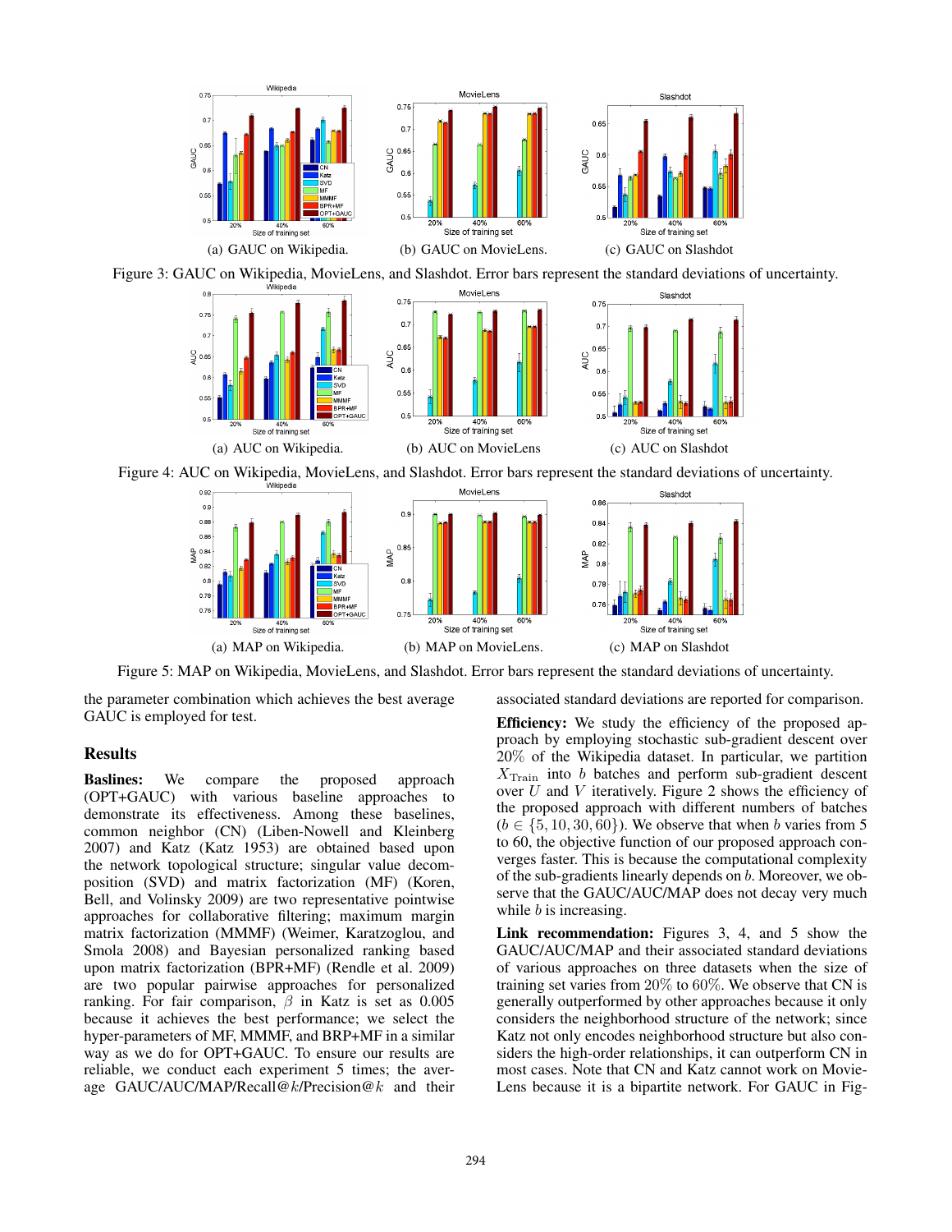(a) GAUC on Wikipedia. (b) GAUC on MovieLens. (c) GAUC on Slashdot

Figure 3: GAUC on Wikipedia, MovieLens, and Slashdot. Error bars represent the standard deviations of uncertainty.

(a) AUC on Wikipedia. (b) AUC on MovieLens (c) AUC on Slashdot

Figure 4: AUC on Wikipedia, MovieLens, and Slashdot. Error bars represent the standard deviations of uncertainty.

(a) MAP on Wikipedia. (b) MAP on MovieLens. (c) MAP on Slashdot.

Figure 5: MAP on Wikipedia, MovieLens, and Slashdot. Error bars represent the standard deviations of uncertainty.

the parameter combination which achieves the best average GAUC is employed for test.

## Results

**Baslines:** We compare the proposed approach (OPT+GAUC) with various baseline approaches to demonstrate its effectiveness. Among these baselines, common neighbor (CN) (Liben-Nowell and Kleinberg 2007) and Katz (Katz 1953) are obtained based upon the network topological structure; singular value decomposition (SVD) and matrix factorization (MF) (Koren, Bell, and Volinsky 2009) are two representative pointwise approaches for collaborative filtering; maximum margin matrix factorization (MMMF) (Weimer, Karatzoglou, and Smola 2008) and Bayesian personalized ranking based upon matrix factorization (BPR+MF) (Rendle et al. 2009) are two popular pairwise approaches for personalized ranking. For fair comparison, $\beta$ in Katz is set as 0.005 because it achieves the best performance; we select the hyper-parameters of MF, MMMF, and BRP+MF in a similar way as we do for OPT+GAUC. To ensure our results are reliable, we conduct each experiment 5 times; the average GAUC/AUC/MAP/Recall@$k$/Precision@$k$ and their associated standard deviations are reported for comparison.

**Efficiency:** We study the efficiency of the proposed approach by employing stochastic sub-gradient descent over 20% of the Wikipedia dataset. In particular, we partition $X_{\text{Train}}$ into $b$ batches and perform sub-gradient descent over $U$ and $V$ iteratively. Figure 2 shows the efficiency of the proposed approach with different numbers of batches ($b \in \{5, 10, 30, 60\}$). We observe that when $b$ varies from 5 to 60, the objective function of our proposed approach converges faster. This is because the computational complexity of the sub-gradients linearly depends on $b$. Moreover, we observe that the GAUC/AUC/MAP does not decay very much while $b$ is increasing.

**Link recommendation:** Figures 3, 4, and 5 show the GAUC/AUC/MAP and their associated standard deviations of various approaches on three datasets when the size of training set varies from 20% to 60%. We observe that CN is generally outperformed by other approaches because it only considers the neighborhood structure of the network; since Katz not only encodes neighborhood structure but also considers the high-order relationships, it can outperform CN in most cases. Note that CN and Katz cannot work on MovieLens because it is a bipartite network. For GAUC in Fig-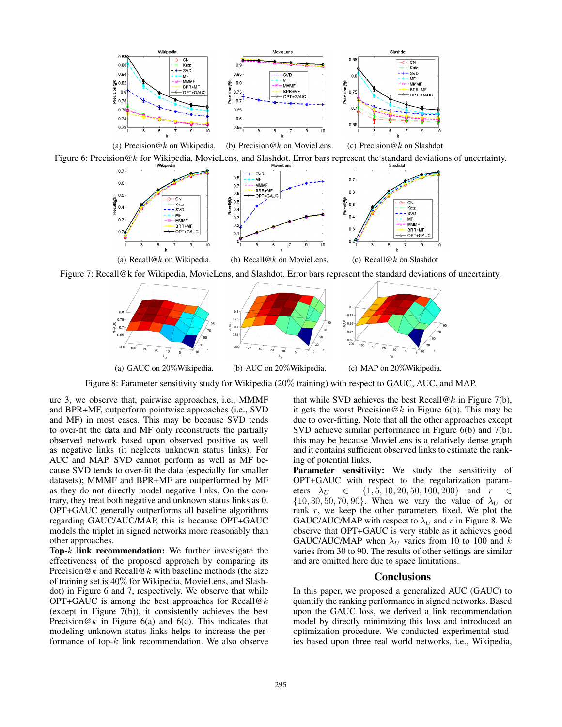(a) Precision@$k$ on Wikipedia. (b) Precision@$k$ on MovieLens. (c) Precision@$k$ on Slashdot

Figure 6: Precision@$k$ for Wikipedia, MovieLens, and Slashdot. Error bars represent the standard deviations of uncertainty.

(a) Recall@$k$ on Wikipedia. (b) Recall@$k$ on MovieLens. (c) Recall@$k$ on Slashdot

Figure 7: Recall@k for Wikipedia, MovieLens, and Slashdot. Error bars represent the standard deviations of uncertainty.

(a) GAUC on 20%Wikipedia. (b) AUC on 20%Wikipedia. (c) MAP on 20%Wikipedia.

Figure 8: Parameter sensitivity study for Wikipedia (20% training) with respect to GAUC, AUC, and MAP.

ure 3, we observe that, pairwise approaches, i.e., MMMF and BPR+MF, outperform pointwise approaches (i.e., SVD and MF) in most cases. This may be because SVD tends to over-fit the data and MF only reconstructs the partially observed network based upon observed positive as well as negative links (it neglects unknown status links). For AUC and MAP, SVD cannot perform as well as MF because SVD tends to over-fit the data (especially for smaller datasets); MMMF and BPR+MF are outperformed by MF as they do not directly model negative links. On the contrary, they treat both negative and unknown status links as 0. OPT+GAUC generally outperforms all baseline algorithms regarding GAUC/AUC/MAP, this is because OPT+GAUC models the triplet in signed networks more reasonably than other approaches.

**Top-$k$ link recommendation:** We further investigate the effectiveness of the proposed approach by comparing its Precision@$k$ and Recall@$k$ with baseline methods (the size of training set is 40% for Wikipedia, MovieLens, and Slashdot) in Figure 6 and 7, respectively. We observe that while OPT+GAUC is among the best approaches for Recall@$k$ (except in Figure 7(b)), it consistently achieves the best Precision@$k$ in Figure 6(a) and 6(c). This indicates that modeling unknown status links helps to increase the performance of top-$k$ link recommendation. We also observe that while SVD achieves the best Recall@$k$ in Figure 7(b), it gets the worst Precision@$k$ in Figure 6(b). This may be due to over-fitting. Note that all the other approaches except SVD achieve similar performance in Figure 6(b) and 7(b), this may be because MovieLens is a relatively dense graph and it contains sufficient observed links to estimate the ranking of potential links.

**Parameter sensitivity:** We study the sensitivity of OPT+GAUC with respect to the regularization parameters $\lambda_U \in \{1, 5, 10, 20, 50, 100, 200\}$ and $r \in \{10, 30, 50, 70, 90\}$. When we vary the value of $\lambda_U$ or rank $r$, we keep the other parameters fixed. We plot the GAUC/AUC/MAP with respect to $\lambda_U$ and $r$ in Figure 8. We observe that OPT+GAUC is very stable as it achieves good GAUC/AUC/MAP when $\lambda_U$ varies from 10 to 100 and $k$ varies from 30 to 90. The results of other settings are similar and are omitted here due to space limitations.

## Conclusions

In this paper, we proposed a generalized AUC (GAUC) to quantify the ranking performance in signed networks. Based upon the GAUC loss, we derived a link recommendation model by directly minimizing this loss and introduced an optimization procedure. We conducted experimental studies based upon three real world networks, i.e., Wikipedia,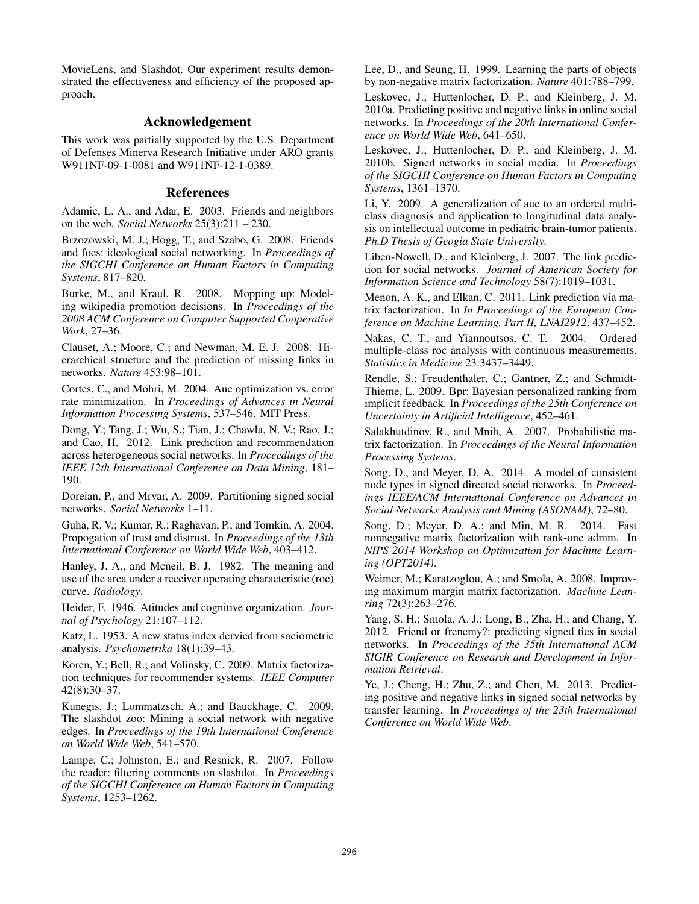MovieLens, and Slashdot. Our experiment results demonstrated the effectiveness and efficiency of the proposed approach.

## Acknowledgement

This work was partially supported by the U.S. Department of Defenses Minerva Research Initiative under ARO grants W911NF-09-1-0081 and W911NF-12-1-0389.

## References

Adamic, L. A., and Adar, E. 2003. Friends and neighbors on the web. *Social Networks* 25(3):211 – 230.

Brzozowski, M. J.; Hogg, T.; and Szabo, G. 2008. Friends and foes: ideological social networking. In *Proceedings of the SIGCHI Conference on Human Factors in Computing Systems*, 817–820.

Burke, M., and Kraul, R. 2008. Mopping up: Modeling wikipedia promotion decisions. In *Proceedings of the 2008 ACM Conference on Computer Supported Cooperative Work*, 27–36.

Clauset, A.; Moore, C.; and Newman, M. E. J. 2008. Hierarchical structure and the prediction of missing links in networks. *Nature* 453:98–101.

Cortes, C., and Mohri, M. 2004. Auc optimization vs. error rate minimization. In *Proceedings of Advances in Neural Information Processing Systems*, 537–546. MIT Press.

Dong, Y.; Tang, J.; Wu, S.; Tian, J.; Chawla, N. V.; Rao, J.; and Cao, H. 2012. Link prediction and recommendation across heterogeneous social networks. In *Proceedings of the IEEE 12th International Conference on Data Mining*, 181–190.

Doreian, P., and Mrvar, A. 2009. Partitioning signed social networks. *Social Networks* 1–11.

Guha, R. V.; Kumar, R.; Raghavan, P.; and Tomkin, A. 2004. Propogation of trust and distrust. In *Proceedings of the 13th International Conference on World Wide Web*, 403–412.

Hanley, J. A., and Mcneil, B. J. 1982. The meaning and use of the area under a receiver operating characteristic (roc) curve. *Radiology*.

Heider, F. 1946. Atitudes and cognitive organization. *Journal of Psychology* 21:107–112.

Katz, L. 1953. A new status index dervied from sociometric analysis. *Psychometrika* 18(1):39–43.

Koren, Y.; Bell, R.; and Volinsky, C. 2009. Matrix factorization techniques for recommender systems. *IEEE Computer* 42(8):30–37.

Kunegis, J.; Lommatzsch, A.; and Bauckhage, C. 2009. The slashdot zoo: Mining a social network with negative edges. In *Proceedings of the 19th International Conference on World Wide Web*, 541–570.

Lampe, C.; Johnston, E.; and Resnick, R. 2007. Follow the reader: filtering comments on slashdot. In *Proceedings of the SIGCHI Conference on Human Factors in Computing Systems*, 1253–1262.

Lee, D., and Seung, H. 1999. Learning the parts of objects by non-negative matrix factorization. *Nature* 401:788–799.

Leskovec, J.; Huttenlocher, D. P.; and Kleinberg, J. M. 2010a. Predicting positive and negative links in online social networks. In *Proceedings of the 20th International Conference on World Wide Web*, 641–650.

Leskovec, J.; Huttenlocher, D. P.; and Kleinberg, J. M. 2010b. Signed networks in social media. In *Proceedings of the SIGCHI Conference on Human Factors in Computing Systems*, 1361–1370.

Li, Y. 2009. A generalization of auc to an ordered multiclass diagnosis and application to longitudinal data analysis on intellectual outcome in pediatric brain-tumor patients. *Ph.D Thesis of Geogia State University*.

Liben-Nowell, D., and Kleinberg, J. 2007. The link prediction for social networks. *Journal of American Society for Information Science and Technology* 58(7):1019–1031.

Menon, A. K., and Elkan, C. 2011. Link prediction via matrix factorization. In *In Proceedings of the European Conference on Machine Learning, Part II, LNAI2912*, 437–452.

Nakas, C. T., and Yiannoutsos, C. T. 2004. Ordered multiple-class roc analysis with continuous measurements. *Statistics in Medicine* 23:3437–3449.

Rendle, S.; Freudenthaler, C.; Gantner, Z.; and Schmidt-Thieme, L. 2009. Bpr: Bayesian personalized ranking from implicit feedback. In *Proceedings of the 25th Conference on Uncertainty in Artificial Intelligence*, 452–461.

Salakhutdinov, R., and Mnih, A. 2007. Probabilistic matrix factorization. In *Proceedings of the Neural Information Processing Systems*.

Song, D., and Meyer, D. A. 2014. A model of consistent node types in signed directed social networks. In *Proceedings IEEE/ACM International Conference on Advances in Social Networks Analysis and Mining (ASONAM)*, 72–80.

Song, D.; Meyer, D. A.; and Min, M. R. 2014. Fast nonnegative matrix factorization with rank-one admm. In *NIPS 2014 Workshop on Optimization for Machine Learning (OPT2014)*.

Weimer, M.; Karatzoglou, A.; and Smola, A. 2008. Improving maximum margin matrix factorization. *Machine Learning* 72(3):263–276.

Yang, S. H.; Smola, A. J.; Long, B.; Zha, H.; and Chang, Y. 2012. Friend or frenemy?: predicting signed ties in social networks. In *Proceedings of the 35th International ACM SIGIR Conference on Research and Development in Information Retrieval*.

Ye, J.; Cheng, H.; Zhu, Z.; and Chen, M. 2013. Predicting positive and negative links in signed social networks by transfer learning. In *Proceedings of the 23th International Conference on World Wide Web*.